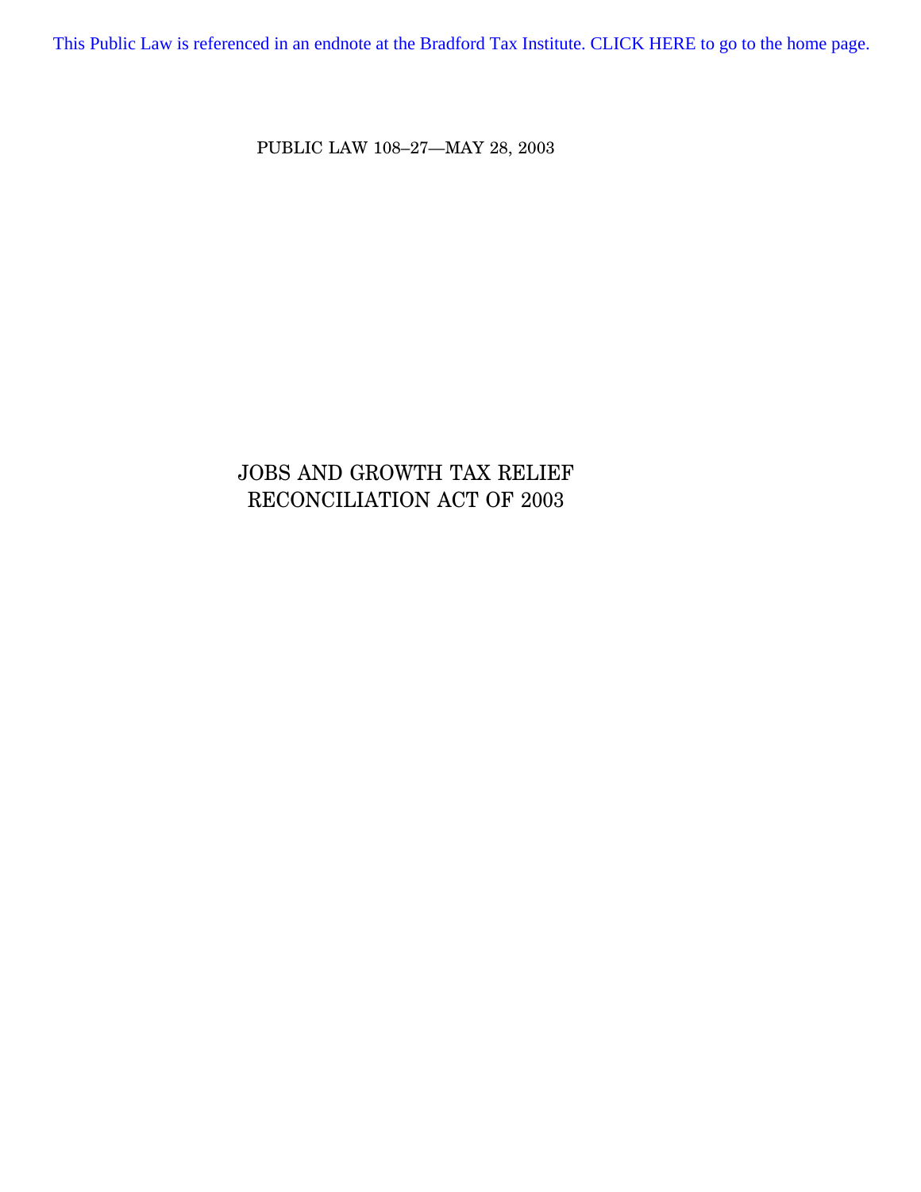This Public Law is referenced in an endnote at the Bradford Tax Institute. CLICK HERE to go to the home page.

PUBLIC LAW 108–27—MAY 28, 2003

# JOBS AND GROWTH TAX RELIEF RECONCILIATION ACT OF 2003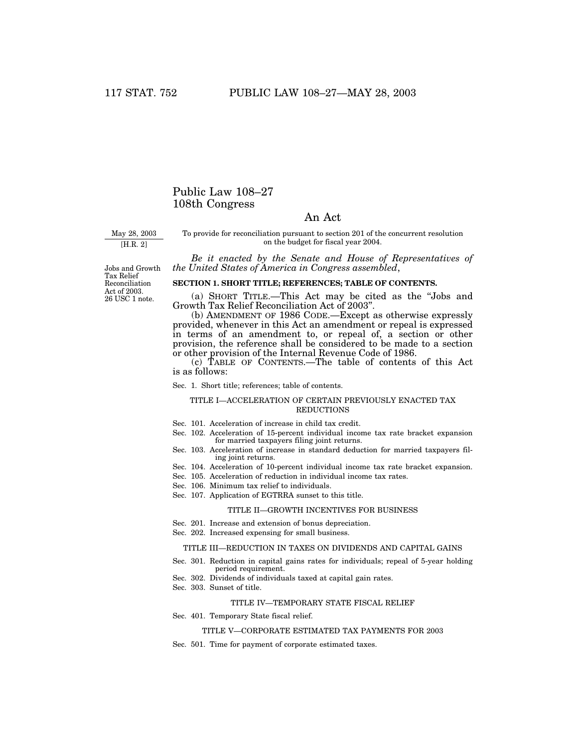# Public Law 108–27
# 108th Congress

## An Act

May 28, 2003
[H.R. 2]

To provide for reconciliation pursuant to section 201 of the concurrent resolution on the budget for fiscal year 2004.

Jobs and Growth Tax Relief Reconciliation Act of 2003.
26 USC 1 note.

*Be it enacted by the Senate and House of Representatives of the United States of America in Congress assembled*,

**SECTION 1. SHORT TITLE; REFERENCES; TABLE OF CONTENTS.**

(a) SHORT TITLE.—This Act may be cited as the "Jobs and Growth Tax Relief Reconciliation Act of 2003".

(b) AMENDMENT OF 1986 CODE.—Except as otherwise expressly provided, whenever in this Act an amendment or repeal is expressed in terms of an amendment to, or repeal of, a section or other provision, the reference shall be considered to be made to a section or other provision of the Internal Revenue Code of 1986.

(c) TABLE OF CONTENTS.—The table of contents of this Act is as follows:

Sec. 1. Short title; references; table of contents.

TITLE I—ACCELERATION OF CERTAIN PREVIOUSLY ENACTED TAX REDUCTIONS

Sec. 101. Acceleration of increase in child tax credit.
Sec. 102. Acceleration of 15-percent individual income tax rate bracket expansion for married taxpayers filing joint returns.
Sec. 103. Acceleration of increase in standard deduction for married taxpayers filing joint returns.
Sec. 104. Acceleration of 10-percent individual income tax rate bracket expansion.
Sec. 105. Acceleration of reduction in individual income tax rates.
Sec. 106. Minimum tax relief to individuals.
Sec. 107. Application of EGTRRA sunset to this title.

TITLE II—GROWTH INCENTIVES FOR BUSINESS

Sec. 201. Increase and extension of bonus depreciation.
Sec. 202. Increased expensing for small business.

TITLE III—REDUCTION IN TAXES ON DIVIDENDS AND CAPITAL GAINS

Sec. 301. Reduction in capital gains rates for individuals; repeal of 5-year holding period requirement.
Sec. 302. Dividends of individuals taxed at capital gain rates.
Sec. 303. Sunset of title.

TITLE IV—TEMPORARY STATE FISCAL RELIEF

Sec. 401. Temporary State fiscal relief.

TITLE V—CORPORATE ESTIMATED TAX PAYMENTS FOR 2003

Sec. 501. Time for payment of corporate estimated taxes.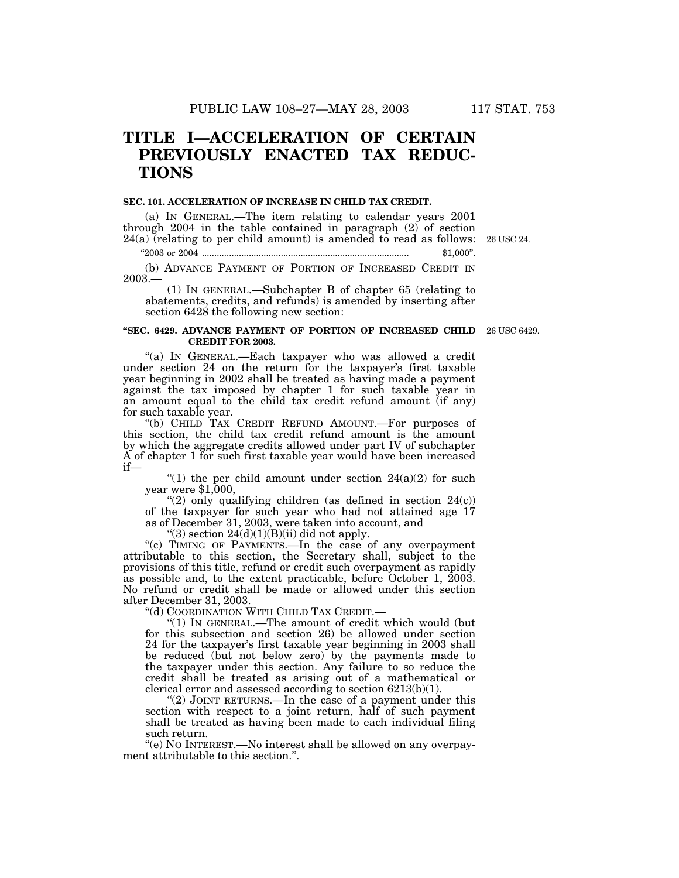# TITLE I—ACCELERATION OF CERTAIN PREVIOUSLY ENACTED TAX REDUCTIONS

**SEC. 101. ACCELERATION OF INCREASE IN CHILD TAX CREDIT.**

(a) IN GENERAL.—The item relating to calendar years 2001 through 2004 in the table contained in paragraph (2) of section 24(a) (relating to per child amount) is amended to read as follows:

26 USC 24.

"2003 or 2004 ........................................................................................ $1,000".

(b) ADVANCE PAYMENT OF PORTION OF INCREASED CREDIT IN 2003.—

(1) IN GENERAL.—Subchapter B of chapter 65 (relating to abatements, credits, and refunds) is amended by inserting after section 6428 the following new section:

**"SEC. 6429. ADVANCE PAYMENT OF PORTION OF INCREASED CHILD CREDIT FOR 2003.**

26 USC 6429.

"(a) IN GENERAL.—Each taxpayer who was allowed a credit under section 24 on the return for the taxpayer's first taxable year beginning in 2002 shall be treated as having made a payment against the tax imposed by chapter 1 for such taxable year in an amount equal to the child tax credit refund amount (if any) for such taxable year.

"(b) CHILD TAX CREDIT REFUND AMOUNT.—For purposes of this section, the child tax credit refund amount is the amount by which the aggregate credits allowed under part IV of subchapter A of chapter 1 for such first taxable year would have been increased if—

"(1) the per child amount under section 24(a)(2) for such year were $1,000,

"(2) only qualifying children (as defined in section 24(c)) of the taxpayer for such year who had not attained age 17 as of December 31, 2003, were taken into account, and

"(3) section 24(d)(1)(B)(ii) did not apply.

"(c) TIMING OF PAYMENTS.—In the case of any overpayment attributable to this section, the Secretary shall, subject to the provisions of this title, refund or credit such overpayment as rapidly as possible and, to the extent practicable, before October 1, 2003. No refund or credit shall be made or allowed under this section after December 31, 2003.

"(d) COORDINATION WITH CHILD TAX CREDIT.—

"(1) IN GENERAL.—The amount of credit which would (but for this subsection and section 26) be allowed under section 24 for the taxpayer's first taxable year beginning in 2003 shall be reduced (but not below zero) by the payments made to the taxpayer under this section. Any failure to so reduce the credit shall be treated as arising out of a mathematical or clerical error and assessed according to section 6213(b)(1).

"(2) JOINT RETURNS.—In the case of a payment under this section with respect to a joint return, half of such payment shall be treated as having been made to each individual filing such return.

"(e) NO INTEREST.—No interest shall be allowed on any overpayment attributable to this section.".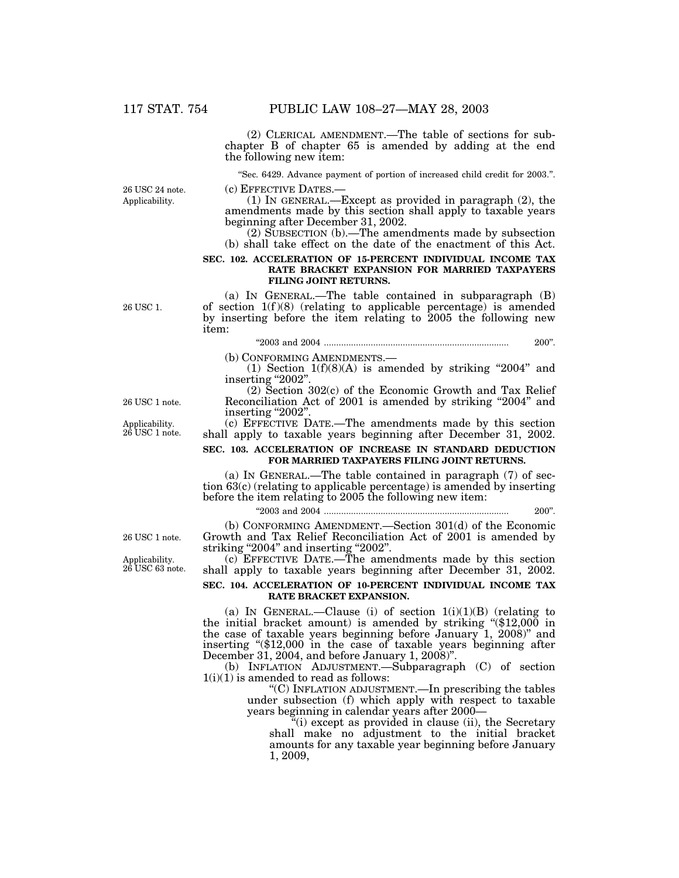(2) CLERICAL AMENDMENT.—The table of sections for subchapter B of chapter 65 is amended by adding at the end the following new item:

"Sec. 6429. Advance payment of portion of increased child credit for 2003.".

26 USC 24 note. Applicability.

(c) EFFECTIVE DATES.—

(1) IN GENERAL.—Except as provided in paragraph (2), the amendments made by this section shall apply to taxable years beginning after December 31, 2002.

(2) SUBSECTION (b).—The amendments made by subsection (b) shall take effect on the date of the enactment of this Act.

**SEC. 102. ACCELERATION OF 15-PERCENT INDIVIDUAL INCOME TAX RATE BRACKET EXPANSION FOR MARRIED TAXPAYERS FILING JOINT RETURNS.**

26 USC 1.

(a) IN GENERAL.—The table contained in subparagraph (B) of section 1(f)(8) (relating to applicable percentage) is amended by inserting before the item relating to 2005 the following new item:

"2003 and 2004 .......................................................................... 200".

(b) CONFORMING AMENDMENTS.—

(1) Section 1(f)(8)(A) is amended by striking "2004" and inserting "2002".

26 USC 1 note.

(2) Section 302(c) of the Economic Growth and Tax Relief Reconciliation Act of 2001 is amended by striking "2004" and inserting "2002".

Applicability. 26 USC 1 note.

(c) EFFECTIVE DATE.—The amendments made by this section shall apply to taxable years beginning after December 31, 2002.

**SEC. 103. ACCELERATION OF INCREASE IN STANDARD DEDUCTION FOR MARRIED TAXPAYERS FILING JOINT RETURNS.**

(a) IN GENERAL.—The table contained in paragraph (7) of section 63(c) (relating to applicable percentage) is amended by inserting before the item relating to 2005 the following new item:

"2003 and 2004 .......................................................................... 200".

26 USC 1 note.

(b) CONFORMING AMENDMENT.—Section 301(d) of the Economic Growth and Tax Relief Reconciliation Act of 2001 is amended by striking "2004" and inserting "2002".

Applicability. 26 USC 63 note.

(c) EFFECTIVE DATE.—The amendments made by this section shall apply to taxable years beginning after December 31, 2002.

**SEC. 104. ACCELERATION OF 10-PERCENT INDIVIDUAL INCOME TAX RATE BRACKET EXPANSION.**

(a) IN GENERAL.—Clause (i) of section 1(i)(1)(B) (relating to the initial bracket amount) is amended by striking "($12,000 in the case of taxable years beginning before January 1, 2008)" and inserting "($12,000 in the case of taxable years beginning after December 31, 2004, and before January 1, 2008)".

(b) INFLATION ADJUSTMENT.—Subparagraph (C) of section 1(i)(1) is amended to read as follows:

"(C) INFLATION ADJUSTMENT.—In prescribing the tables under subsection (f) which apply with respect to taxable years beginning in calendar years after 2000—

"(i) except as provided in clause (ii), the Secretary shall make no adjustment to the initial bracket amounts for any taxable year beginning before January 1, 2009,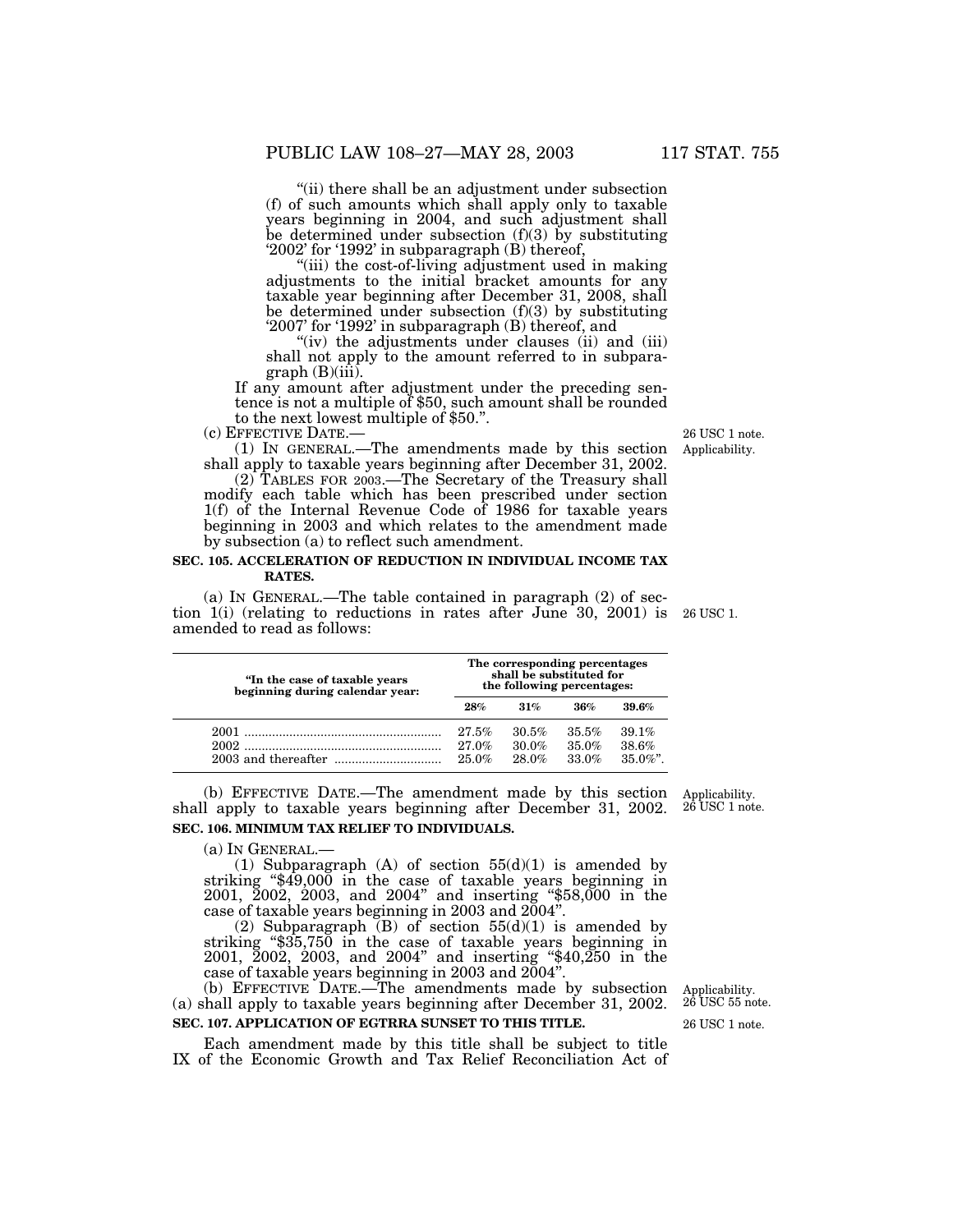"(ii) there shall be an adjustment under subsection (f) of such amounts which shall apply only to taxable years beginning in 2004, and such adjustment shall be determined under subsection (f)(3) by substituting '2002' for '1992' in subparagraph (B) thereof,

"(iii) the cost-of-living adjustment used in making adjustments to the initial bracket amounts for any taxable year beginning after December 31, 2008, shall be determined under subsection (f)(3) by substituting '2007' for '1992' in subparagraph (B) thereof, and

"(iv) the adjustments under clauses (ii) and (iii) shall not apply to the amount referred to in subparagraph (B)(iii).

If any amount after adjustment under the preceding sentence is not a multiple of $50, such amount shall be rounded to the next lowest multiple of $50.".

(c) EFFECTIVE DATE.—

26 USC 1 note. Applicability.

(1) IN GENERAL.—The amendments made by this section shall apply to taxable years beginning after December 31, 2002.

(2) TABLES FOR 2003.—The Secretary of the Treasury shall modify each table which has been prescribed under section 1(f) of the Internal Revenue Code of 1986 for taxable years beginning in 2003 and which relates to the amendment made by subsection (a) to reflect such amendment.

**SEC. 105. ACCELERATION OF REDUCTION IN INDIVIDUAL INCOME TAX RATES.**

(a) IN GENERAL.—The table contained in paragraph (2) of section 1(i) (relating to reductions in rates after June 30, 2001) is amended to read as follows:

26 USC 1.

| "In the case of taxable years beginning during calendar year: | The corresponding percentages shall be substituted for the following percentages: | | | |
|---|---|---|---|---|
| | **28%** | **31%** | **36%** | **39.6%** |
| 2001 | 27.5% | 30.5% | 35.5% | 39.1% |
| 2002 | 27.0% | 30.0% | 35.0% | 38.6% |
| 2003 and thereafter | 25.0% | 28.0% | 33.0% | 35.0%". |

Applicability. 26 USC 1 note.

(b) EFFECTIVE DATE.—The amendment made by this section shall apply to taxable years beginning after December 31, 2002.

**SEC. 106. MINIMUM TAX RELIEF TO INDIVIDUALS.**

(a) IN GENERAL.—

(1) Subparagraph (A) of section 55(d)(1) is amended by striking "$49,000 in the case of taxable years beginning in 2001, 2002, 2003, and 2004" and inserting "$58,000 in the case of taxable years beginning in 2003 and 2004".

(2) Subparagraph (B) of section 55(d)(1) is amended by striking "$35,750 in the case of taxable years beginning in 2001, 2002, 2003, and 2004" and inserting "$40,250 in the case of taxable years beginning in 2003 and 2004".

Applicability. 26 USC 55 note.

(b) EFFECTIVE DATE.—The amendments made by subsection (a) shall apply to taxable years beginning after December 31, 2002.

26 USC 1 note.

**SEC. 107. APPLICATION OF EGTRRA SUNSET TO THIS TITLE.**

Each amendment made by this title shall be subject to title IX of the Economic Growth and Tax Relief Reconciliation Act of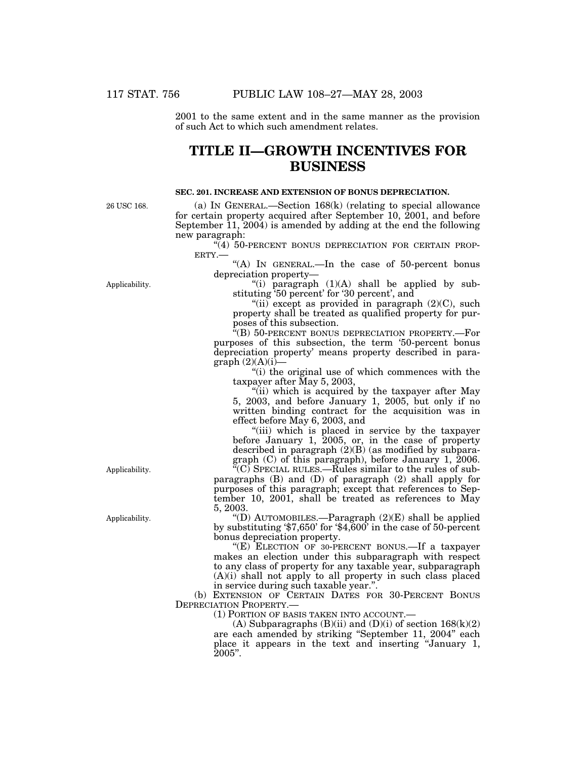2001 to the same extent and in the same manner as the provision of such Act to which such amendment relates.

# TITLE II—GROWTH INCENTIVES FOR BUSINESS

### SEC. 201. INCREASE AND EXTENSION OF BONUS DEPRECIATION.

26 USC 168.

(a) IN GENERAL.—Section 168(k) (relating to special allowance for certain property acquired after September 10, 2001, and before September 11, 2004) is amended by adding at the end the following new paragraph:

"(4) 50-PERCENT BONUS DEPRECIATION FOR CERTAIN PROPERTY.—

"(A) IN GENERAL.—In the case of 50-percent bonus depreciation property—

Applicability.

"(i) paragraph (1)(A) shall be applied by substituting '50 percent' for '30 percent', and

"(ii) except as provided in paragraph (2)(C), such property shall be treated as qualified property for purposes of this subsection.

"(B) 50-PERCENT BONUS DEPRECIATION PROPERTY.—For purposes of this subsection, the term '50-percent bonus depreciation property' means property described in paragraph (2)(A)(i)—

"(i) the original use of which commences with the taxpayer after May 5, 2003,

"(ii) which is acquired by the taxpayer after May 5, 2003, and before January 1, 2005, but only if no written binding contract for the acquisition was in effect before May 6, 2003, and

"(iii) which is placed in service by the taxpayer before January 1, 2005, or, in the case of property described in paragraph (2)(B) (as modified by subparagraph (C) of this paragraph), before January 1, 2006.

Applicability.

"(C) SPECIAL RULES.—Rules similar to the rules of subparagraphs (B) and (D) of paragraph (2) shall apply for purposes of this paragraph; except that references to September 10, 2001, shall be treated as references to May 5, 2003.

Applicability.

"(D) AUTOMOBILES.—Paragraph (2)(E) shall be applied by substituting '$7,650' for '$4,600' in the case of 50-percent bonus depreciation property.

"(E) ELECTION OF 30-PERCENT BONUS.—If a taxpayer makes an election under this subparagraph with respect to any class of property for any taxable year, subparagraph (A)(i) shall not apply to all property in such class placed in service during such taxable year.".

(b) EXTENSION OF CERTAIN DATES FOR 30-PERCENT BONUS DEPRECIATION PROPERTY.—

(1) PORTION OF BASIS TAKEN INTO ACCOUNT.—

(A) Subparagraphs (B)(ii) and (D)(i) of section 168(k)(2) are each amended by striking "September 11, 2004" each place it appears in the text and inserting "January 1, 2005".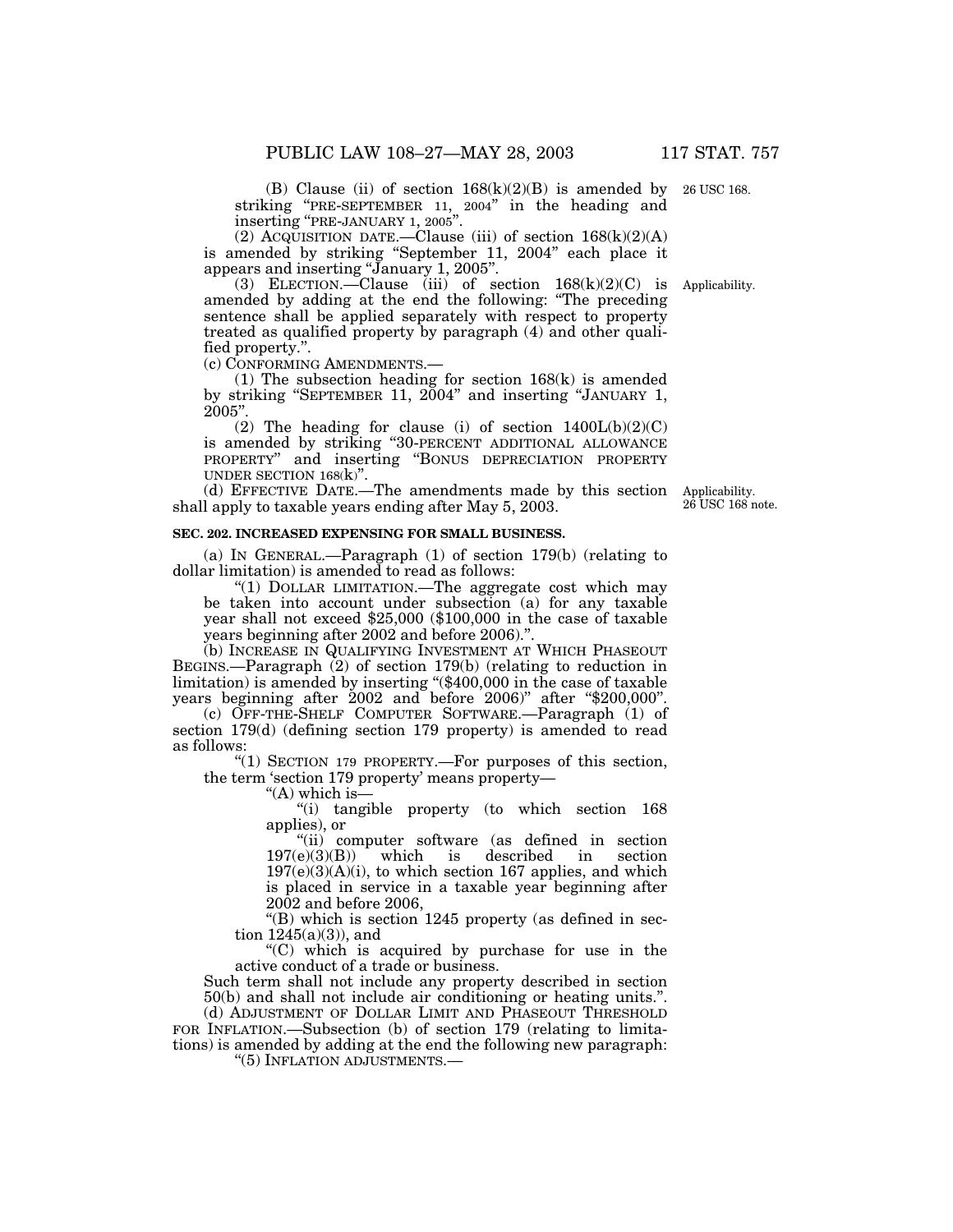(B) Clause (ii) of section 168(k)(2)(B) is amended by striking "PRE-SEPTEMBER 11, 2004" in the heading and inserting "PRE-JANUARY 1, 2005".

26 USC 168.

(2) ACQUISITION DATE.—Clause (iii) of section 168(k)(2)(A) is amended by striking "September 11, 2004" each place it appears and inserting "January 1, 2005".

(3) ELECTION.—Clause (iii) of section 168(k)(2)(C) is amended by adding at the end the following: "The preceding sentence shall be applied separately with respect to property treated as qualified property by paragraph (4) and other qualified property.".

Applicability.

(c) CONFORMING AMENDMENTS.—

(1) The subsection heading for section 168(k) is amended by striking "SEPTEMBER 11, 2004" and inserting "JANUARY 1, 2005".

(2) The heading for clause (i) of section 1400L(b)(2)(C) is amended by striking "30-PERCENT ADDITIONAL ALLOWANCE PROPERTY" and inserting "BONUS DEPRECIATION PROPERTY UNDER SECTION 168(k)".

(d) EFFECTIVE DATE.—The amendments made by this section shall apply to taxable years ending after May 5, 2003.

Applicability.
26 USC 168 note.

**SEC. 202. INCREASED EXPENSING FOR SMALL BUSINESS.**

(a) IN GENERAL.—Paragraph (1) of section 179(b) (relating to dollar limitation) is amended to read as follows:

"(1) DOLLAR LIMITATION.—The aggregate cost which may be taken into account under subsection (a) for any taxable year shall not exceed $25,000 ($100,000 in the case of taxable years beginning after 2002 and before 2006).".

(b) INCREASE IN QUALIFYING INVESTMENT AT WHICH PHASEOUT BEGINS.—Paragraph (2) of section 179(b) (relating to reduction in limitation) is amended by inserting "($400,000 in the case of taxable years beginning after 2002 and before 2006)" after "$200,000".

(c) OFF-THE-SHELF COMPUTER SOFTWARE.—Paragraph (1) of section 179(d) (defining section 179 property) is amended to read as follows:

"(1) SECTION 179 PROPERTY.—For purposes of this section, the term 'section 179 property' means property—

"(A) which is—

"(i) tangible property (to which section 168 applies), or

"(ii) computer software (as defined in section 197(e)(3)(B)) which is described in section 197(e)(3)(A)(i), to which section 167 applies, and which is placed in service in a taxable year beginning after 2002 and before 2006,

"(B) which is section 1245 property (as defined in section 1245(a)(3)), and

"(C) which is acquired by purchase for use in the active conduct of a trade or business.

Such term shall not include any property described in section 50(b) and shall not include air conditioning or heating units.".

(d) ADJUSTMENT OF DOLLAR LIMIT AND PHASEOUT THRESHOLD FOR INFLATION.—Subsection (b) of section 179 (relating to limitations) is amended by adding at the end the following new paragraph:

"(5) INFLATION ADJUSTMENTS.—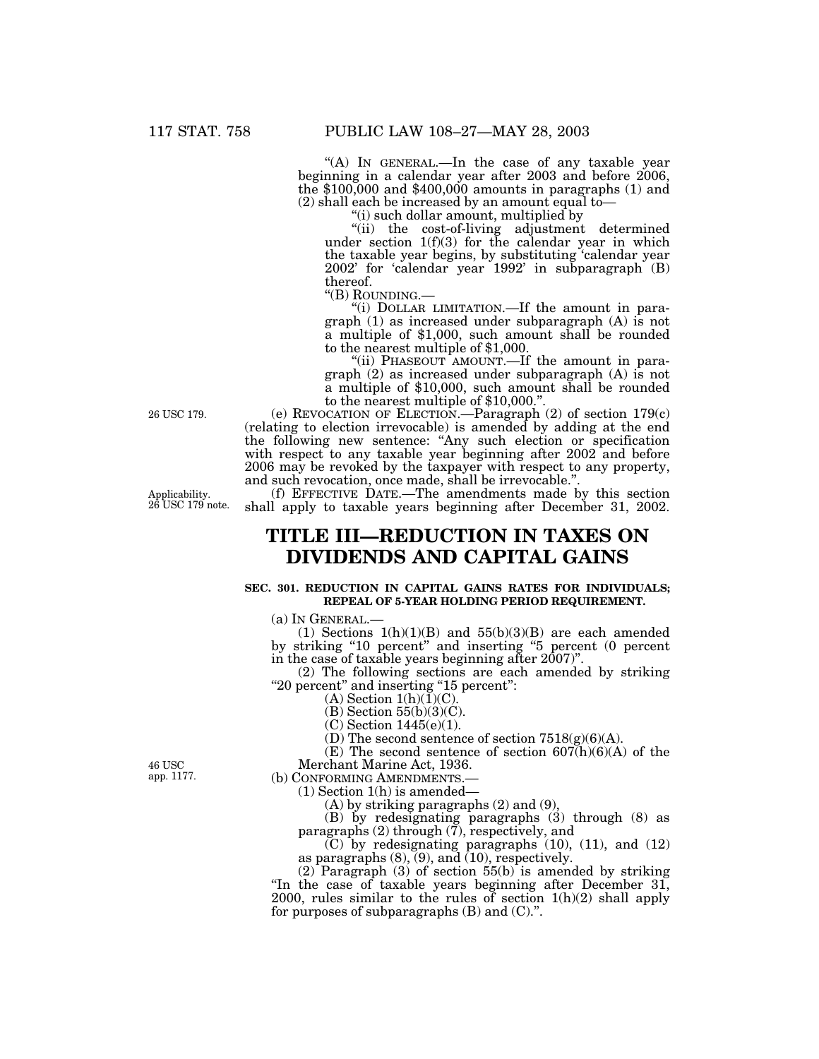"(A) IN GENERAL.—In the case of any taxable year beginning in a calendar year after 2003 and before 2006, the $100,000 and $400,000 amounts in paragraphs (1) and (2) shall each be increased by an amount equal to—

"(i) such dollar amount, multiplied by

"(ii) the cost-of-living adjustment determined under section 1(f)(3) for the calendar year in which the taxable year begins, by substituting 'calendar year 2002' for 'calendar year 1992' in subparagraph (B) thereof.

"(B) ROUNDING.—

"(i) DOLLAR LIMITATION.—If the amount in paragraph (1) as increased under subparagraph (A) is not a multiple of $1,000, such amount shall be rounded to the nearest multiple of $1,000.

"(ii) PHASEOUT AMOUNT.—If the amount in paragraph (2) as increased under subparagraph (A) is not a multiple of $10,000, such amount shall be rounded to the nearest multiple of $10,000.".

26 USC 179.

(e) REVOCATION OF ELECTION.—Paragraph (2) of section 179(c) (relating to election irrevocable) is amended by adding at the end the following new sentence: "Any such election or specification with respect to any taxable year beginning after 2002 and before 2006 may be revoked by the taxpayer with respect to any property, and such revocation, once made, shall be irrevocable.".

Applicability. 26 USC 179 note.

(f) EFFECTIVE DATE.—The amendments made by this section shall apply to taxable years beginning after December 31, 2002.

# TITLE III—REDUCTION IN TAXES ON DIVIDENDS AND CAPITAL GAINS

### SEC. 301. REDUCTION IN CAPITAL GAINS RATES FOR INDIVIDUALS; REPEAL OF 5-YEAR HOLDING PERIOD REQUIREMENT.

(a) IN GENERAL.—

(1) Sections 1(h)(1)(B) and 55(b)(3)(B) are each amended by striking "10 percent" and inserting "5 percent (0 percent in the case of taxable years beginning after 2007)".

(2) The following sections are each amended by striking "20 percent" and inserting "15 percent":

(A) Section 1(h)(1)(C).

(B) Section 55(b)(3)(C).

(C) Section 1445(e)(1).

(D) The second sentence of section 7518(g)(6)(A).

(E) The second sentence of section 607(h)(6)(A) of the Merchant Marine Act, 1936.

46 USC app. 1177.

(b) CONFORMING AMENDMENTS.—

(1) Section 1(h) is amended—

(A) by striking paragraphs (2) and (9),

(B) by redesignating paragraphs (3) through (8) as paragraphs (2) through (7), respectively, and

(C) by redesignating paragraphs (10), (11), and (12) as paragraphs (8), (9), and (10), respectively.

(2) Paragraph (3) of section 55(b) is amended by striking "In the case of taxable years beginning after December 31, 2000, rules similar to the rules of section 1(h)(2) shall apply for purposes of subparagraphs (B) and (C).".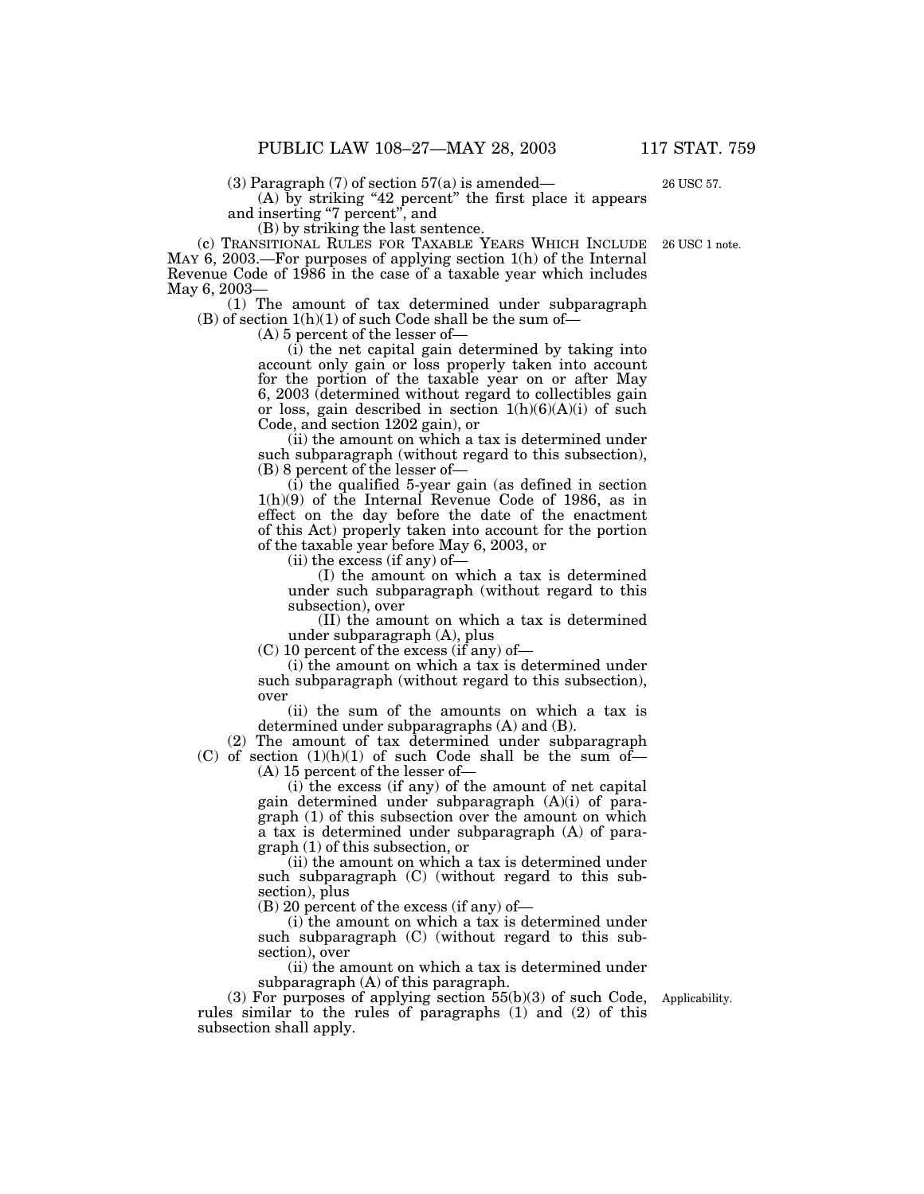(3) Paragraph (7) of section 57(a) is amended—

26 USC 57.

(A) by striking "42 percent" the first place it appears and inserting "7 percent", and

(B) by striking the last sentence.

(c) TRANSITIONAL RULES FOR TAXABLE YEARS WHICH INCLUDE MAY 6, 2003.—For purposes of applying section 1(h) of the Internal Revenue Code of 1986 in the case of a taxable year which includes May 6, 2003—

26 USC 1 note.

(1) The amount of tax determined under subparagraph (B) of section 1(h)(1) of such Code shall be the sum of—

(A) 5 percent of the lesser of—

(i) the net capital gain determined by taking into account only gain or loss properly taken into account for the portion of the taxable year on or after May 6, 2003 (determined without regard to collectibles gain or loss, gain described in section 1(h)(6)(A)(i) of such Code, and section 1202 gain), or

(ii) the amount on which a tax is determined under such subparagraph (without regard to this subsection),

(B) 8 percent of the lesser of—

(i) the qualified 5-year gain (as defined in section 1(h)(9) of the Internal Revenue Code of 1986, as in effect on the day before the date of the enactment of this Act) properly taken into account for the portion of the taxable year before May 6, 2003, or

(ii) the excess (if any) of—

(I) the amount on which a tax is determined under such subparagraph (without regard to this subsection), over

(II) the amount on which a tax is determined under subparagraph (A), plus

(C) 10 percent of the excess (if any) of—

(i) the amount on which a tax is determined under such subparagraph (without regard to this subsection), over

(ii) the sum of the amounts on which a tax is determined under subparagraphs (A) and (B).

(2) The amount of tax determined under subparagraph (C) of section (1)(h)(1) of such Code shall be the sum of—

(A) 15 percent of the lesser of—

(i) the excess (if any) of the amount of net capital gain determined under subparagraph (A)(i) of paragraph (1) of this subsection over the amount on which a tax is determined under subparagraph (A) of paragraph (1) of this subsection, or

(ii) the amount on which a tax is determined under such subparagraph (C) (without regard to this subsection), plus

(B) 20 percent of the excess (if any) of—

(i) the amount on which a tax is determined under such subparagraph (C) (without regard to this subsection), over

(ii) the amount on which a tax is determined under subparagraph (A) of this paragraph.

Applicability.

(3) For purposes of applying section 55(b)(3) of such Code, rules similar to the rules of paragraphs (1) and (2) of this subsection shall apply.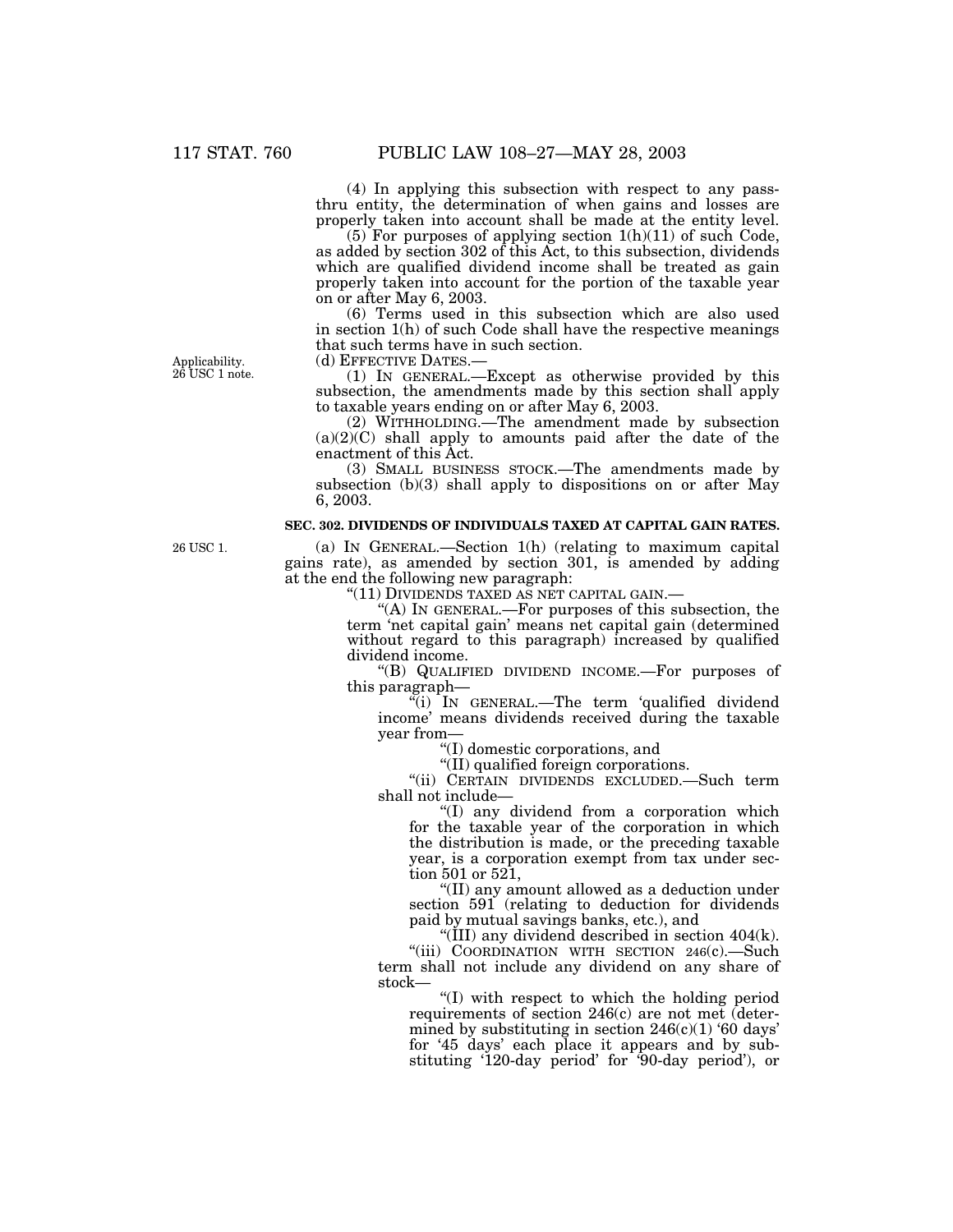(4) In applying this subsection with respect to any pass-thru entity, the determination of when gains and losses are properly taken into account shall be made at the entity level.

(5) For purposes of applying section 1(h)(11) of such Code, as added by section 302 of this Act, to this subsection, dividends which are qualified dividend income shall be treated as gain properly taken into account for the portion of the taxable year on or after May 6, 2003.

(6) Terms used in this subsection which are also used in section 1(h) of such Code shall have the respective meanings that such terms have in such section.

Applicability. 26 USC 1 note.

(d) EFFECTIVE DATES.—

(1) IN GENERAL.—Except as otherwise provided by this subsection, the amendments made by this section shall apply to taxable years ending on or after May 6, 2003.

(2) WITHHOLDING.—The amendment made by subsection (a)(2)(C) shall apply to amounts paid after the date of the enactment of this Act.

(3) SMALL BUSINESS STOCK.—The amendments made by subsection (b)(3) shall apply to dispositions on or after May 6, 2003.

**SEC. 302. DIVIDENDS OF INDIVIDUALS TAXED AT CAPITAL GAIN RATES.**

26 USC 1.

(a) IN GENERAL.—Section 1(h) (relating to maximum capital gains rate), as amended by section 301, is amended by adding at the end the following new paragraph:

"(11) DIVIDENDS TAXED AS NET CAPITAL GAIN.—

"(A) IN GENERAL.—For purposes of this subsection, the term 'net capital gain' means net capital gain (determined without regard to this paragraph) increased by qualified dividend income.

"(B) QUALIFIED DIVIDEND INCOME.—For purposes of this paragraph—

"(i) IN GENERAL.—The term 'qualified dividend income' means dividends received during the taxable year from—

"(I) domestic corporations, and

"(II) qualified foreign corporations.

"(ii) CERTAIN DIVIDENDS EXCLUDED.—Such term shall not include—

"(I) any dividend from a corporation which for the taxable year of the corporation in which the distribution is made, or the preceding taxable year, is a corporation exempt from tax under section 501 or 521,

"(II) any amount allowed as a deduction under section 591 (relating to deduction for dividends paid by mutual savings banks, etc.), and

"(III) any dividend described in section 404(k).

"(iii) COORDINATION WITH SECTION 246(c).—Such term shall not include any dividend on any share of stock—

"(I) with respect to which the holding period requirements of section 246(c) are not met (determined by substituting in section 246(c)(1) '60 days' for '45 days' each place it appears and by substituting '120-day period' for '90-day period'), or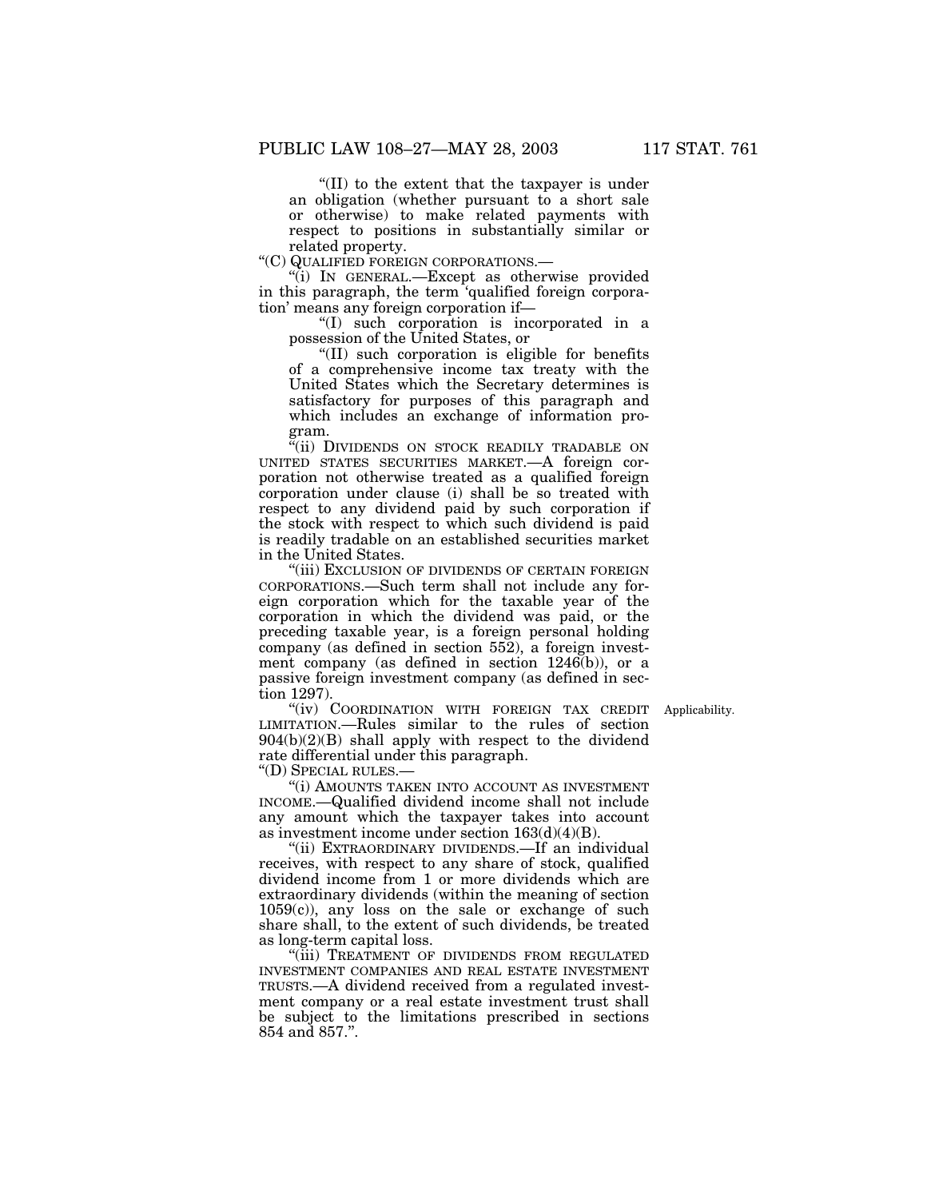"(II) to the extent that the taxpayer is under an obligation (whether pursuant to a short sale or otherwise) to make related payments with respect to positions in substantially similar or related property.

"(C) QUALIFIED FOREIGN CORPORATIONS.—

"(i) IN GENERAL.—Except as otherwise provided in this paragraph, the term 'qualified foreign corporation' means any foreign corporation if—

"(I) such corporation is incorporated in a possession of the United States, or

"(II) such corporation is eligible for benefits of a comprehensive income tax treaty with the United States which the Secretary determines is satisfactory for purposes of this paragraph and which includes an exchange of information program.

"(ii) DIVIDENDS ON STOCK READILY TRADABLE ON UNITED STATES SECURITIES MARKET.—A foreign corporation not otherwise treated as a qualified foreign corporation under clause (i) shall be so treated with respect to any dividend paid by such corporation if the stock with respect to which such dividend is paid is readily tradable on an established securities market in the United States.

"(iii) EXCLUSION OF DIVIDENDS OF CERTAIN FOREIGN CORPORATIONS.—Such term shall not include any foreign corporation which for the taxable year of the corporation in which the dividend was paid, or the preceding taxable year, is a foreign personal holding company (as defined in section 552), a foreign investment company (as defined in section 1246(b)), or a passive foreign investment company (as defined in section 1297).

Applicability.

"(iv) COORDINATION WITH FOREIGN TAX CREDIT LIMITATION.—Rules similar to the rules of section 904(b)(2)(B) shall apply with respect to the dividend rate differential under this paragraph.

"(D) SPECIAL RULES.—

"(i) AMOUNTS TAKEN INTO ACCOUNT AS INVESTMENT INCOME.—Qualified dividend income shall not include any amount which the taxpayer takes into account as investment income under section 163(d)(4)(B).

"(ii) EXTRAORDINARY DIVIDENDS.—If an individual receives, with respect to any share of stock, qualified dividend income from 1 or more dividends which are extraordinary dividends (within the meaning of section 1059(c)), any loss on the sale or exchange of such share shall, to the extent of such dividends, be treated as long-term capital loss.

"(iii) TREATMENT OF DIVIDENDS FROM REGULATED INVESTMENT COMPANIES AND REAL ESTATE INVESTMENT TRUSTS.—A dividend received from a regulated investment company or a real estate investment trust shall be subject to the limitations prescribed in sections 854 and 857.".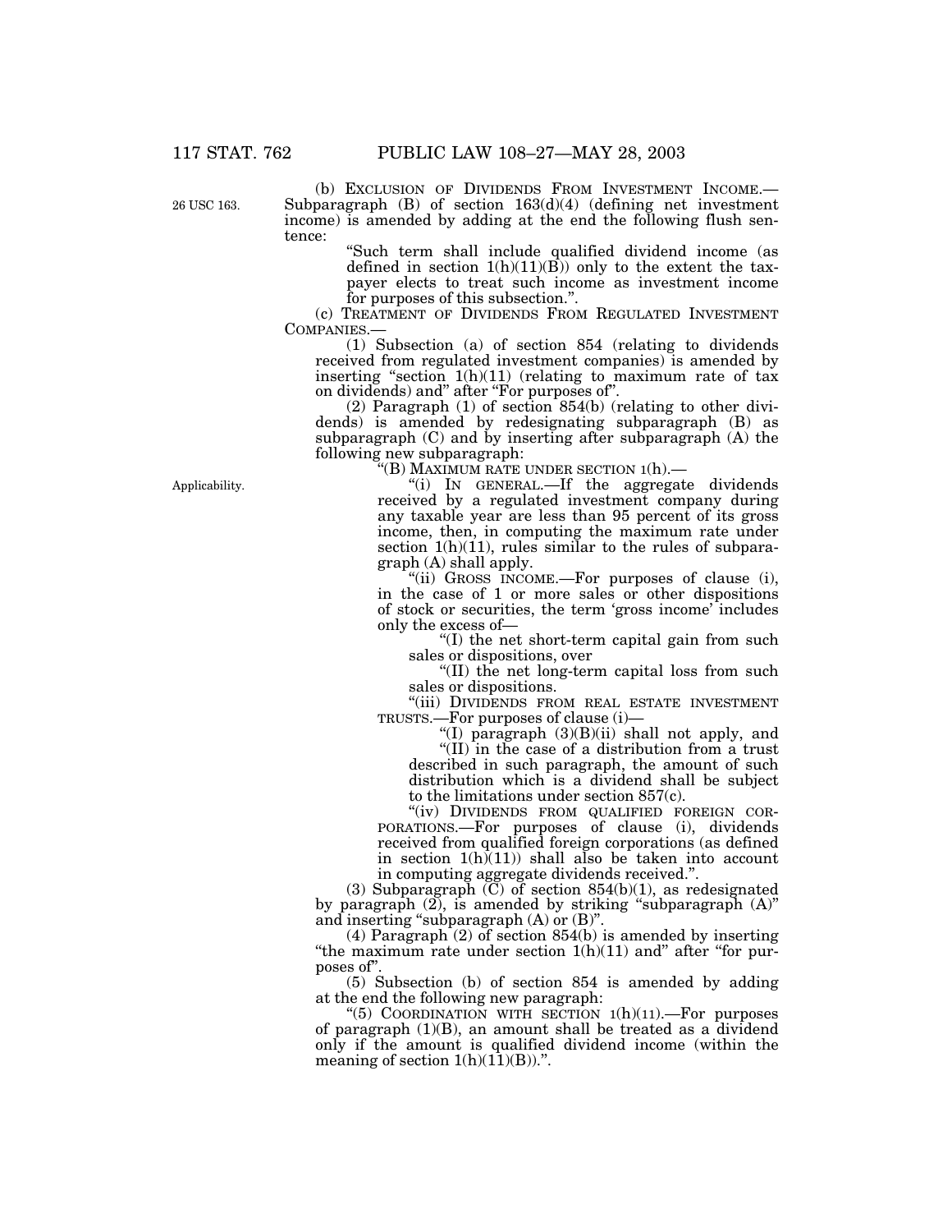(b) EXCLUSION OF DIVIDENDS FROM INVESTMENT INCOME.—Subparagraph (B) of section 163(d)(4) (defining net investment income) is amended by adding at the end the following flush sentence:

26 USC 163.

"Such term shall include qualified dividend income (as defined in section 1(h)(11)(B)) only to the extent the taxpayer elects to treat such income as investment income for purposes of this subsection.".

(c) TREATMENT OF DIVIDENDS FROM REGULATED INVESTMENT COMPANIES.—

(1) Subsection (a) of section 854 (relating to dividends received from regulated investment companies) is amended by inserting "section 1(h)(11) (relating to maximum rate of tax on dividends) and" after "For purposes of".

(2) Paragraph (1) of section 854(b) (relating to other dividends) is amended by redesignating subparagraph (B) as subparagraph (C) and by inserting after subparagraph (A) the following new subparagraph:

"(B) MAXIMUM RATE UNDER SECTION 1(h).—

Applicability.

"(i) IN GENERAL.—If the aggregate dividends received by a regulated investment company during any taxable year are less than 95 percent of its gross income, then, in computing the maximum rate under section 1(h)(11), rules similar to the rules of subparagraph (A) shall apply.

"(ii) GROSS INCOME.—For purposes of clause (i), in the case of 1 or more sales or other dispositions of stock or securities, the term 'gross income' includes only the excess of—

"(I) the net short-term capital gain from such sales or dispositions, over

"(II) the net long-term capital loss from such sales or dispositions.

"(iii) DIVIDENDS FROM REAL ESTATE INVESTMENT TRUSTS.—For purposes of clause (i)—

"(I) paragraph (3)(B)(ii) shall not apply, and

"(II) in the case of a distribution from a trust described in such paragraph, the amount of such distribution which is a dividend shall be subject to the limitations under section 857(c).

"(iv) DIVIDENDS FROM QUALIFIED FOREIGN CORPORATIONS.—For purposes of clause (i), dividends received from qualified foreign corporations (as defined in section 1(h)(11)) shall also be taken into account in computing aggregate dividends received.".

(3) Subparagraph (C) of section 854(b)(1), as redesignated by paragraph (2), is amended by striking "subparagraph (A)" and inserting "subparagraph (A) or (B)".

(4) Paragraph (2) of section 854(b) is amended by inserting "the maximum rate under section 1(h)(11) and" after "for purposes of".

(5) Subsection (b) of section 854 is amended by adding at the end the following new paragraph:

"(5) COORDINATION WITH SECTION 1(h)(11).—For purposes of paragraph (1)(B), an amount shall be treated as a dividend only if the amount is qualified dividend income (within the meaning of section 1(h)(11)(B)).".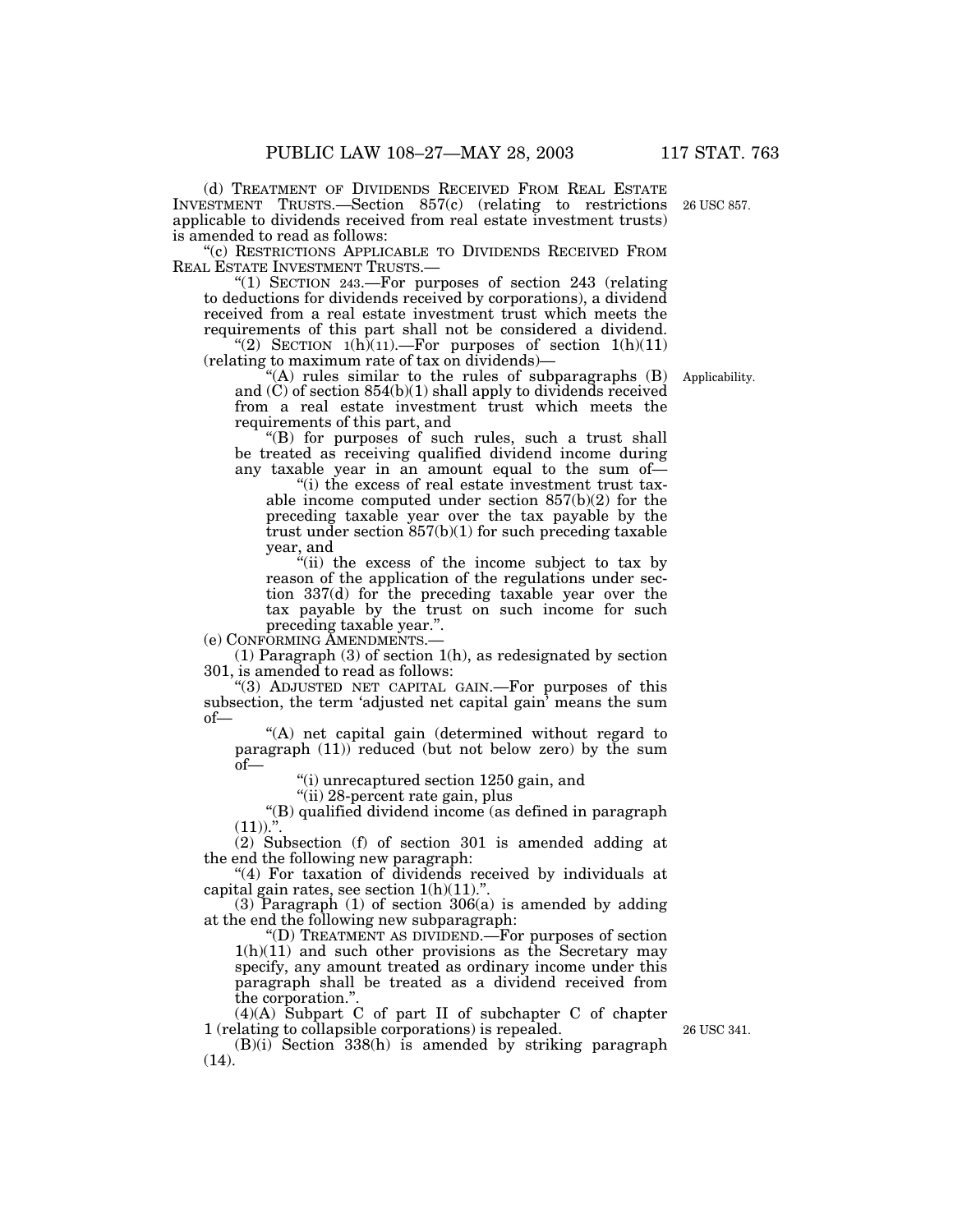(d) TREATMENT OF DIVIDENDS RECEIVED FROM REAL ESTATE INVESTMENT TRUSTS.—Section 857(c) (relating to restrictions applicable to dividends received from real estate investment trusts) is amended to read as follows:

26 USC 857.

"(c) RESTRICTIONS APPLICABLE TO DIVIDENDS RECEIVED FROM REAL ESTATE INVESTMENT TRUSTS.—

"(1) SECTION 243.—For purposes of section 243 (relating to deductions for dividends received by corporations), a dividend received from a real estate investment trust which meets the requirements of this part shall not be considered a dividend.

"(2) SECTION 1(h)(11).—For purposes of section 1(h)(11) (relating to maximum rate of tax on dividends)—

Applicability.

"(A) rules similar to the rules of subparagraphs (B) and (C) of section 854(b)(1) shall apply to dividends received from a real estate investment trust which meets the requirements of this part, and

"(B) for purposes of such rules, such a trust shall be treated as receiving qualified dividend income during any taxable year in an amount equal to the sum of—

"(i) the excess of real estate investment trust taxable income computed under section 857(b)(2) for the preceding taxable year over the tax payable by the trust under section 857(b)(1) for such preceding taxable year, and

"(ii) the excess of the income subject to tax by reason of the application of the regulations under section 337(d) for the preceding taxable year over the tax payable by the trust on such income for such preceding taxable year.".

(e) CONFORMING AMENDMENTS.—

(1) Paragraph (3) of section 1(h), as redesignated by section 301, is amended to read as follows:

"(3) ADJUSTED NET CAPITAL GAIN.—For purposes of this subsection, the term 'adjusted net capital gain' means the sum of—

"(A) net capital gain (determined without regard to paragraph (11)) reduced (but not below zero) by the sum of—

"(i) unrecaptured section 1250 gain, and

"(ii) 28-percent rate gain, plus

"(B) qualified dividend income (as defined in paragraph (11)).".

(2) Subsection (f) of section 301 is amended adding at the end the following new paragraph:

"(4) For taxation of dividends received by individuals at capital gain rates, see section 1(h)(11).".

(3) Paragraph (1) of section 306(a) is amended by adding at the end the following new subparagraph:

"(D) TREATMENT AS DIVIDEND.—For purposes of section 1(h)(11) and such other provisions as the Secretary may specify, any amount treated as ordinary income under this paragraph shall be treated as a dividend received from the corporation.".

(4)(A) Subpart C of part II of subchapter C of chapter 1 (relating to collapsible corporations) is repealed.

26 USC 341.

(B)(i) Section 338(h) is amended by striking paragraph (14).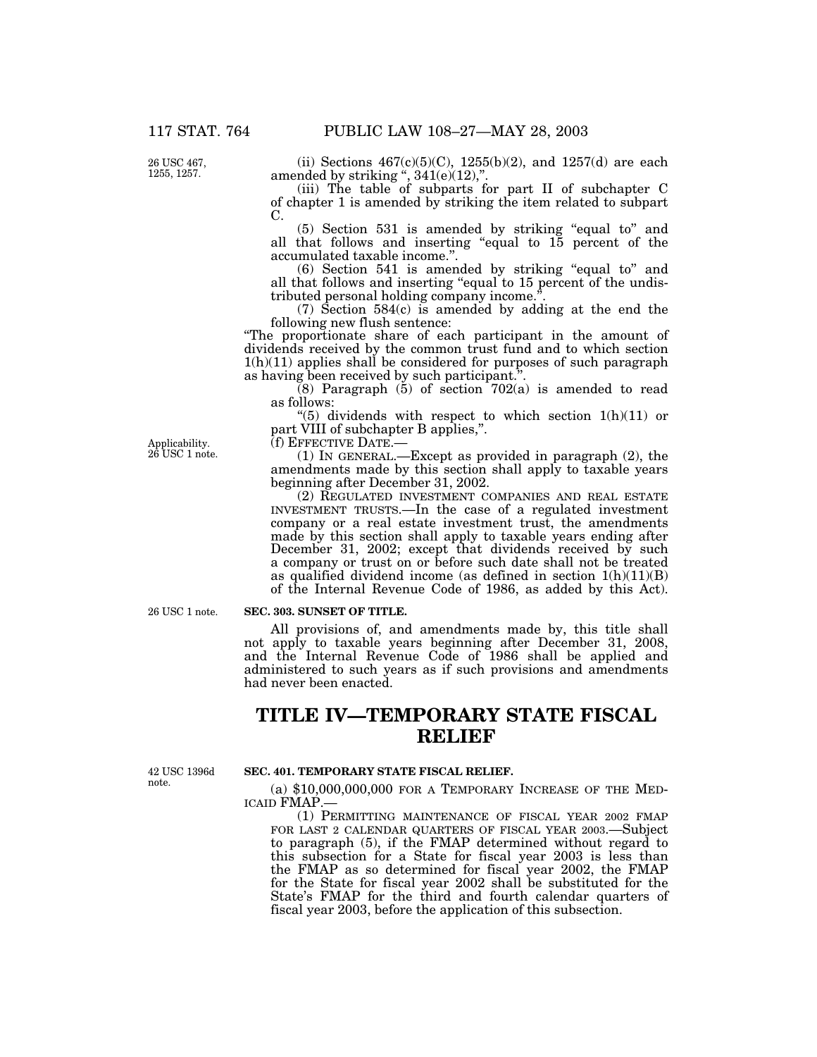(ii) Sections 467(c)(5)(C), 1255(b)(2), and 1257(d) are each amended by striking ", 341(e)(12),".

(iii) The table of subparts for part II of subchapter C of chapter 1 is amended by striking the item related to subpart C.

(5) Section 531 is amended by striking "equal to" and all that follows and inserting "equal to 15 percent of the accumulated taxable income.".

(6) Section 541 is amended by striking "equal to" and all that follows and inserting "equal to 15 percent of the undistributed personal holding company income.".

(7) Section 584(c) is amended by adding at the end the following new flush sentence:

"The proportionate share of each participant in the amount of dividends received by the common trust fund and to which section 1(h)(11) applies shall be considered for purposes of such paragraph as having been received by such participant.".

(8) Paragraph (5) of section 702(a) is amended to read as follows:

"(5) dividends with respect to which section 1(h)(11) or part VIII of subchapter B applies,".

(f) EFFECTIVE DATE.—

(1) IN GENERAL.—Except as provided in paragraph (2), the amendments made by this section shall apply to taxable years beginning after December 31, 2002.

(2) REGULATED INVESTMENT COMPANIES AND REAL ESTATE INVESTMENT TRUSTS.—In the case of a regulated investment company or a real estate investment trust, the amendments made by this section shall apply to taxable years ending after December 31, 2002; except that dividends received by such a company or trust on or before such date shall not be treated as qualified dividend income (as defined in section 1(h)(11)(B) of the Internal Revenue Code of 1986, as added by this Act).

**SEC. 303. SUNSET OF TITLE.**

All provisions of, and amendments made by, this title shall not apply to taxable years beginning after December 31, 2008, and the Internal Revenue Code of 1986 shall be applied and administered to such years as if such provisions and amendments had never been enacted.

# TITLE IV—TEMPORARY STATE FISCAL RELIEF

**SEC. 401. TEMPORARY STATE FISCAL RELIEF.**

(a) $10,000,000,000 FOR A TEMPORARY INCREASE OF THE MEDICAID FMAP.—

(1) PERMITTING MAINTENANCE OF FISCAL YEAR 2002 FMAP FOR LAST 2 CALENDAR QUARTERS OF FISCAL YEAR 2003.—Subject to paragraph (5), if the FMAP determined without regard to this subsection for a State for fiscal year 2003 is less than the FMAP as so determined for fiscal year 2002, the FMAP for the State for fiscal year 2002 shall be substituted for the State's FMAP for the third and fourth calendar quarters of fiscal year 2003, before the application of this subsection.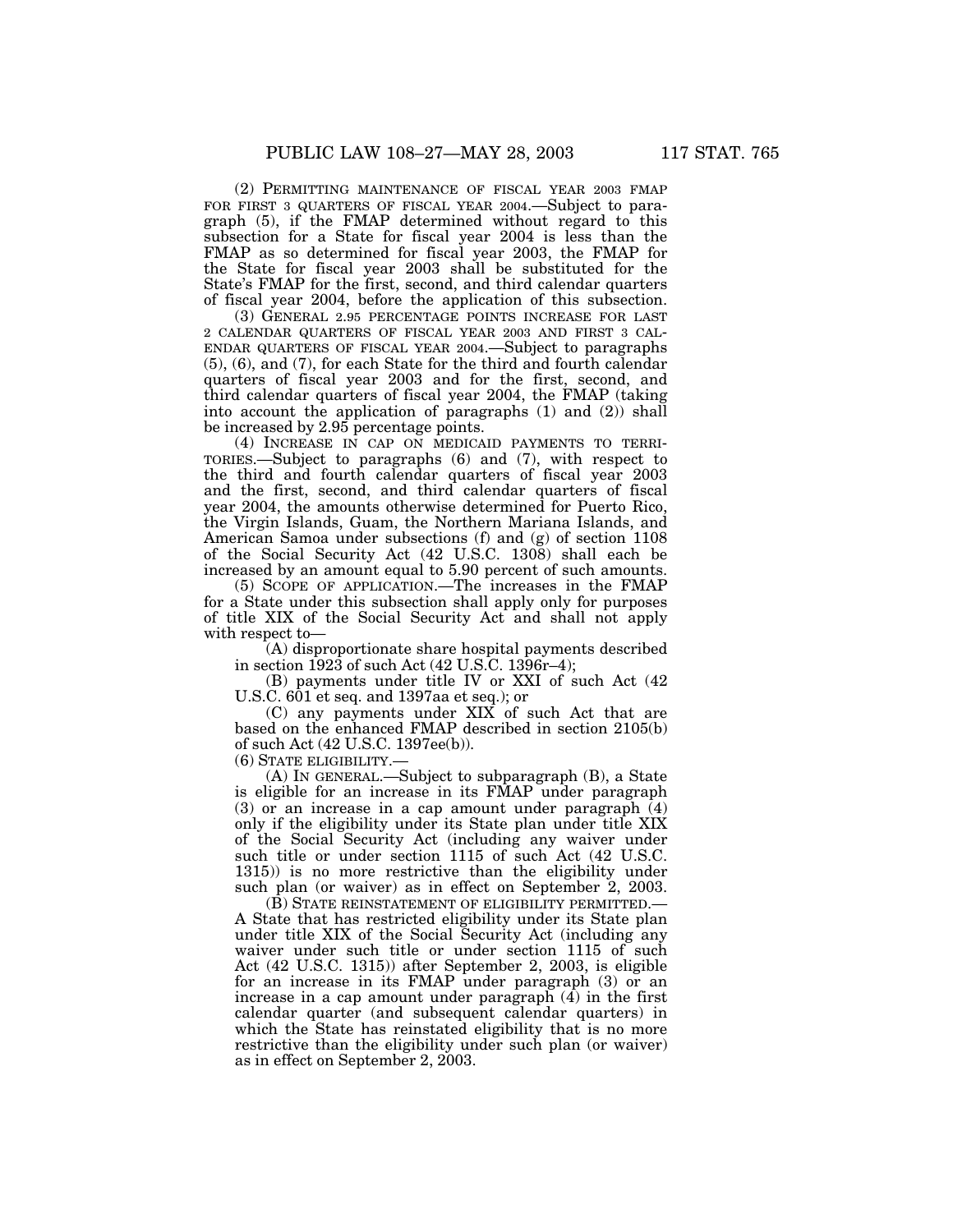(2) PERMITTING MAINTENANCE OF FISCAL YEAR 2003 FMAP FOR FIRST 3 QUARTERS OF FISCAL YEAR 2004.—Subject to paragraph (5), if the FMAP determined without regard to this subsection for a State for fiscal year 2004 is less than the FMAP as so determined for fiscal year 2003, the FMAP for the State for fiscal year 2003 shall be substituted for the State's FMAP for the first, second, and third calendar quarters of fiscal year 2004, before the application of this subsection.

(3) GENERAL 2.95 PERCENTAGE POINTS INCREASE FOR LAST 2 CALENDAR QUARTERS OF FISCAL YEAR 2003 AND FIRST 3 CALENDAR QUARTERS OF FISCAL YEAR 2004.—Subject to paragraphs (5), (6), and (7), for each State for the third and fourth calendar quarters of fiscal year 2003 and for the first, second, and third calendar quarters of fiscal year 2004, the FMAP (taking into account the application of paragraphs (1) and (2)) shall be increased by 2.95 percentage points.

(4) INCREASE IN CAP ON MEDICAID PAYMENTS TO TERRITORIES.—Subject to paragraphs (6) and (7), with respect to the third and fourth calendar quarters of fiscal year 2003 and the first, second, and third calendar quarters of fiscal year 2004, the amounts otherwise determined for Puerto Rico, the Virgin Islands, Guam, the Northern Mariana Islands, and American Samoa under subsections (f) and (g) of section 1108 of the Social Security Act (42 U.S.C. 1308) shall each be increased by an amount equal to 5.90 percent of such amounts.

(5) SCOPE OF APPLICATION.—The increases in the FMAP for a State under this subsection shall apply only for purposes of title XIX of the Social Security Act and shall not apply with respect to—

(A) disproportionate share hospital payments described in section 1923 of such Act (42 U.S.C. 1396r–4);

(B) payments under title IV or XXI of such Act (42 U.S.C. 601 et seq. and 1397aa et seq.); or

(C) any payments under XIX of such Act that are based on the enhanced FMAP described in section 2105(b) of such Act (42 U.S.C. 1397ee(b)).

(6) STATE ELIGIBILITY.—

(A) IN GENERAL.—Subject to subparagraph (B), a State is eligible for an increase in its FMAP under paragraph (3) or an increase in a cap amount under paragraph (4) only if the eligibility under its State plan under title XIX of the Social Security Act (including any waiver under such title or under section 1115 of such Act (42 U.S.C. 1315)) is no more restrictive than the eligibility under such plan (or waiver) as in effect on September 2, 2003.

(B) STATE REINSTATEMENT OF ELIGIBILITY PERMITTED.—A State that has restricted eligibility under its State plan under title XIX of the Social Security Act (including any waiver under such title or under section 1115 of such Act (42 U.S.C. 1315)) after September 2, 2003, is eligible for an increase in its FMAP under paragraph (3) or an increase in a cap amount under paragraph (4) in the first calendar quarter (and subsequent calendar quarters) in which the State has reinstated eligibility that is no more restrictive than the eligibility under such plan (or waiver) as in effect on September 2, 2003.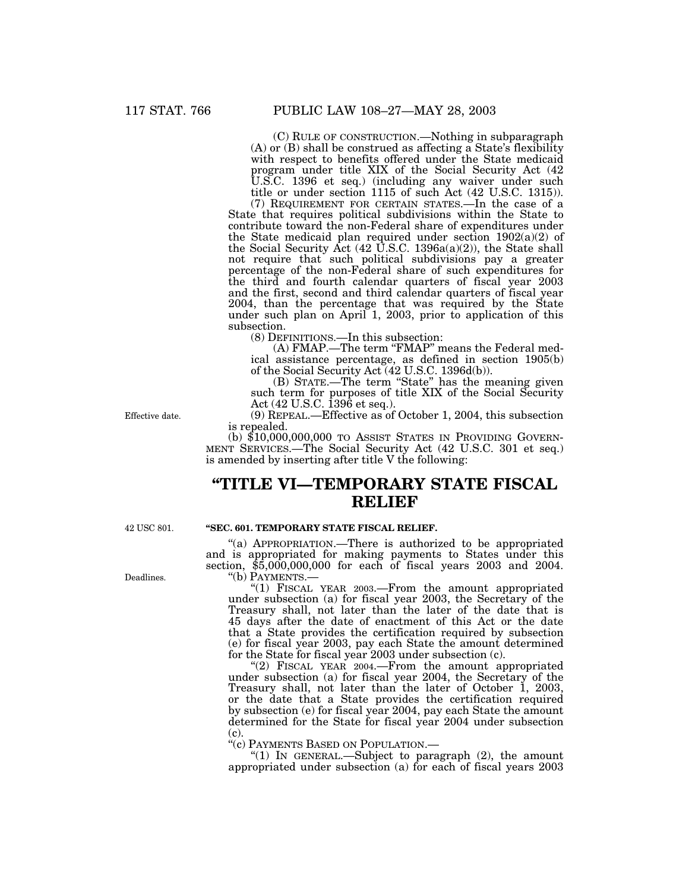(C) RULE OF CONSTRUCTION.—Nothing in subparagraph (A) or (B) shall be construed as affecting a State's flexibility with respect to benefits offered under the State medicaid program under title XIX of the Social Security Act (42 U.S.C. 1396 et seq.) (including any waiver under such title or under section 1115 of such Act (42 U.S.C. 1315)).

(7) REQUIREMENT FOR CERTAIN STATES.—In the case of a State that requires political subdivisions within the State to contribute toward the non-Federal share of expenditures under the State medicaid plan required under section 1902(a)(2) of the Social Security Act (42 U.S.C. 1396a(a)(2)), the State shall not require that such political subdivisions pay a greater percentage of the non-Federal share of such expenditures for the third and fourth calendar quarters of fiscal year 2003 and the first, second and third calendar quarters of fiscal year 2004, than the percentage that was required by the State under such plan on April 1, 2003, prior to application of this subsection.

(8) DEFINITIONS.—In this subsection:

(A) FMAP.—The term "FMAP" means the Federal medical assistance percentage, as defined in section 1905(b) of the Social Security Act (42 U.S.C. 1396d(b)).

(B) STATE.—The term "State" has the meaning given such term for purposes of title XIX of the Social Security Act (42 U.S.C. 1396 et seq.).

Effective date.

(9) REPEAL.—Effective as of October 1, 2004, this subsection is repealed.

(b) $10,000,000,000 TO ASSIST STATES IN PROVIDING GOVERNMENT SERVICES.—The Social Security Act (42 U.S.C. 301 et seq.) is amended by inserting after title V the following:

# "TITLE VI—TEMPORARY STATE FISCAL RELIEF

42 USC 801.

**"SEC. 601. TEMPORARY STATE FISCAL RELIEF.**

"(a) APPROPRIATION.—There is authorized to be appropriated and is appropriated for making payments to States under this section, $5,000,000,000 for each of fiscal years 2003 and 2004.

Deadlines.

"(b) PAYMENTS.—

"(1) FISCAL YEAR 2003.—From the amount appropriated under subsection (a) for fiscal year 2003, the Secretary of the Treasury shall, not later than the later of the date that is 45 days after the date of enactment of this Act or the date that a State provides the certification required by subsection (e) for fiscal year 2003, pay each State the amount determined for the State for fiscal year 2003 under subsection (c).

"(2) FISCAL YEAR 2004.—From the amount appropriated under subsection (a) for fiscal year 2004, the Secretary of the Treasury shall, not later than the later of October 1, 2003, or the date that a State provides the certification required by subsection (e) for fiscal year 2004, pay each State the amount determined for the State for fiscal year 2004 under subsection (c).

"(c) PAYMENTS BASED ON POPULATION.—

"(1) IN GENERAL.—Subject to paragraph (2), the amount appropriated under subsection (a) for each of fiscal years 2003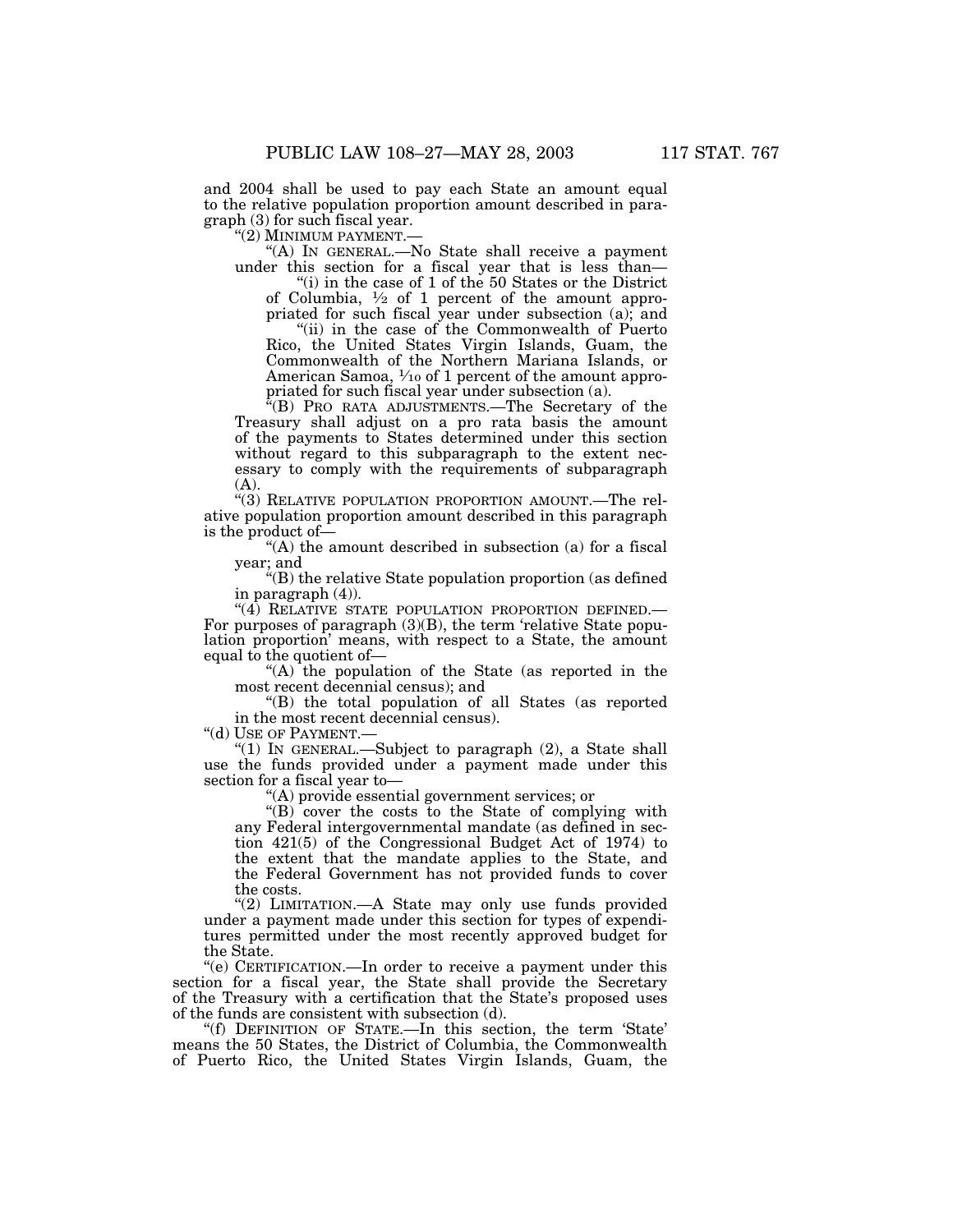and 2004 shall be used to pay each State an amount equal to the relative population proportion amount described in paragraph (3) for such fiscal year.

"(2) MINIMUM PAYMENT.—

"(A) IN GENERAL.—No State shall receive a payment under this section for a fiscal year that is less than—

"(i) in the case of 1 of the 50 States or the District of Columbia, ½ of 1 percent of the amount appropriated for such fiscal year under subsection (a); and

"(ii) in the case of the Commonwealth of Puerto Rico, the United States Virgin Islands, Guam, the Commonwealth of the Northern Mariana Islands, or American Samoa, ⅒ of 1 percent of the amount appropriated for such fiscal year under subsection (a).

"(B) PRO RATA ADJUSTMENTS.—The Secretary of the Treasury shall adjust on a pro rata basis the amount of the payments to States determined under this section without regard to this subparagraph to the extent necessary to comply with the requirements of subparagraph (A).

"(3) RELATIVE POPULATION PROPORTION AMOUNT.—The relative population proportion amount described in this paragraph is the product of—

"(A) the amount described in subsection (a) for a fiscal year; and

"(B) the relative State population proportion (as defined in paragraph (4)).

"(4) RELATIVE STATE POPULATION PROPORTION DEFINED.—For purposes of paragraph (3)(B), the term 'relative State population proportion' means, with respect to a State, the amount equal to the quotient of—

"(A) the population of the State (as reported in the most recent decennial census); and

"(B) the total population of all States (as reported in the most recent decennial census).

"(d) USE OF PAYMENT.—

"(1) IN GENERAL.—Subject to paragraph (2), a State shall use the funds provided under a payment made under this section for a fiscal year to—

"(A) provide essential government services; or

"(B) cover the costs to the State of complying with any Federal intergovernmental mandate (as defined in section 421(5) of the Congressional Budget Act of 1974) to the extent that the mandate applies to the State, and the Federal Government has not provided funds to cover the costs.

"(2) LIMITATION.—A State may only use funds provided under a payment made under this section for types of expenditures permitted under the most recently approved budget for the State.

"(e) CERTIFICATION.—In order to receive a payment under this section for a fiscal year, the State shall provide the Secretary of the Treasury with a certification that the State's proposed uses of the funds are consistent with subsection (d).

"(f) DEFINITION OF STATE.—In this section, the term 'State' means the 50 States, the District of Columbia, the Commonwealth of Puerto Rico, the United States Virgin Islands, Guam, the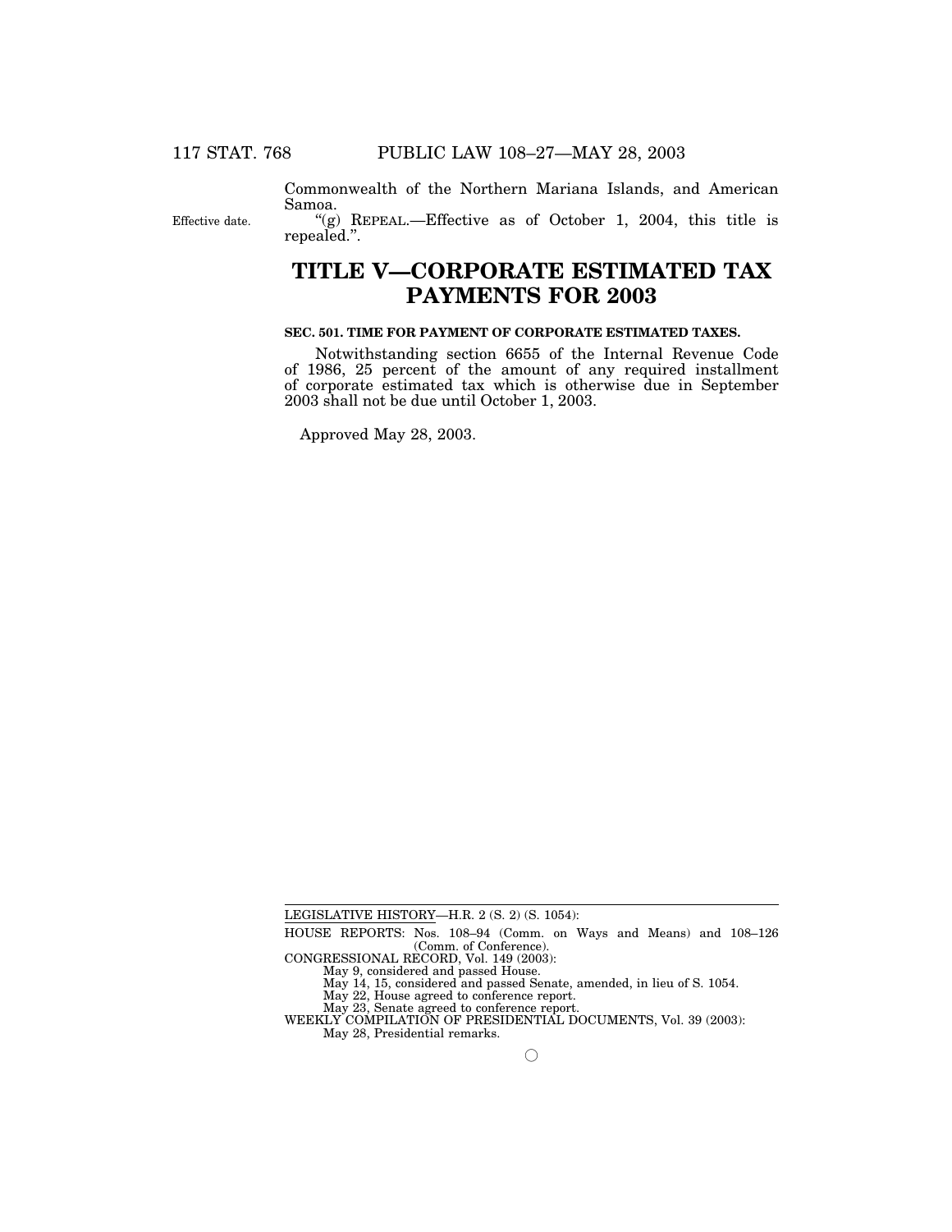Commonwealth of the Northern Mariana Islands, and American Samoa.

Effective date.

"(g) REPEAL.—Effective as of October 1, 2004, this title is repealed.".

# TITLE V—CORPORATE ESTIMATED TAX PAYMENTS FOR 2003

**SEC. 501. TIME FOR PAYMENT OF CORPORATE ESTIMATED TAXES.**

Notwithstanding section 6655 of the Internal Revenue Code of 1986, 25 percent of the amount of any required installment of corporate estimated tax which is otherwise due in September 2003 shall not be due until October 1, 2003.

Approved May 28, 2003.

---

LEGISLATIVE HISTORY—H.R. 2 (S. 2) (S. 1054):

HOUSE REPORTS: Nos. 108–94 (Comm. on Ways and Means) and 108–126 (Comm. of Conference).

CONGRESSIONAL RECORD, Vol. 149 (2003):

- May 9, considered and passed House.
- May 14, 15, considered and passed Senate, amended, in lieu of S. 1054.
- May 22, House agreed to conference report.
- May 23, Senate agreed to conference report.

WEEKLY COMPILATION OF PRESIDENTIAL DOCUMENTS, Vol. 39 (2003):

- May 28, Presidential remarks.